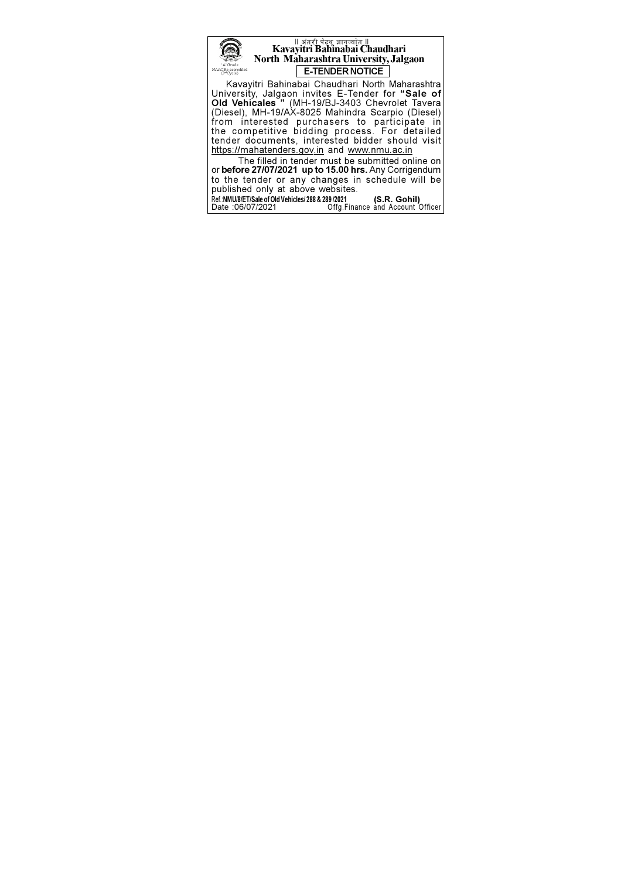|| अंतरी पेटवू ज्ञानज्योत ||

# Kavayitri Bahinabai Chaudhari North Maharashtra University, Jalgaon

'A' Grade NAAC Re-accredited (3rd Cycle)

## E-TENDER NOTICE

Kavayitri Bahinabai Chaudhari North Maharashtra University, Jalgaon invites E-Tender for **"Sale of Old Vehicales "** (MH-19/BJ-3403 Chevrolet Tavera (Diesel), MH-19/AX-8025 Mahindra Scarpio (Diesel) from interested purchasers to participate in the competitive bidding process. For detailed tender documents, interested bidder should visit https://mahatenders.gov.in and www.nmu.ac.in

The filled in tender must be submitted online on or **before 27/07/2021 up to 15.00 hrs.** Any Corrigendum to the tender or any changes in schedule will be published only at above websites.

Ref.:**NMU/8/ET/Sale of Old Vehicles/ 288 & 289 /2021**
Date :06/07/2021

**(S.R. Gohil)**
Offg.Finance and Account Officer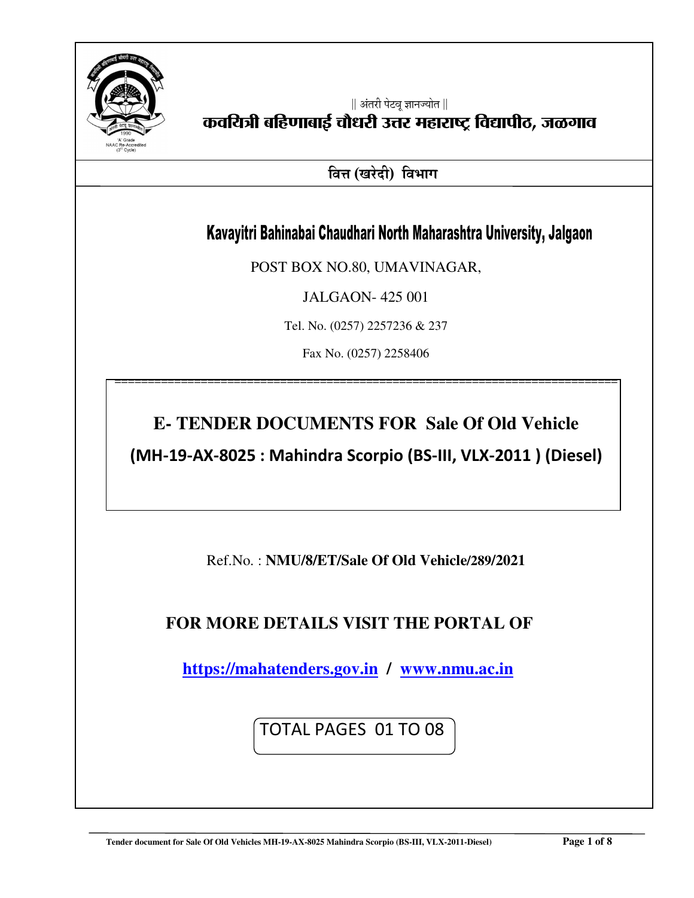|| अंतरी पेटवू ज्ञानज्योत ||

# कवयित्री बहिणाबाई चौधरी उत्तर महाराष्ट्र विद्यापीठ, जळगाव

## वित्त (खरेदी) विभाग

## Kavayitri Bahinabai Chaudhari North Maharashtra University, Jalgaon

POST BOX NO.80, UMAVINAGAR,

JALGAON- 425 001

Tel. No. (0257) 2257236 & 237

Fax No. (0257) 2258406

# E- TENDER DOCUMENTS FOR Sale Of Old Vehicle

## (MH-19-AX-8025 : Mahindra Scorpio (BS-III, VLX-2011 ) (Diesel)

Ref.No. : **NMU/8/ET/Sale Of Old Vehicle/289/2021**

**FOR MORE DETAILS VISIT THE PORTAL OF**

**https://mahatenders.gov.in / www.nmu.ac.in**

TOTAL PAGES 01 TO 08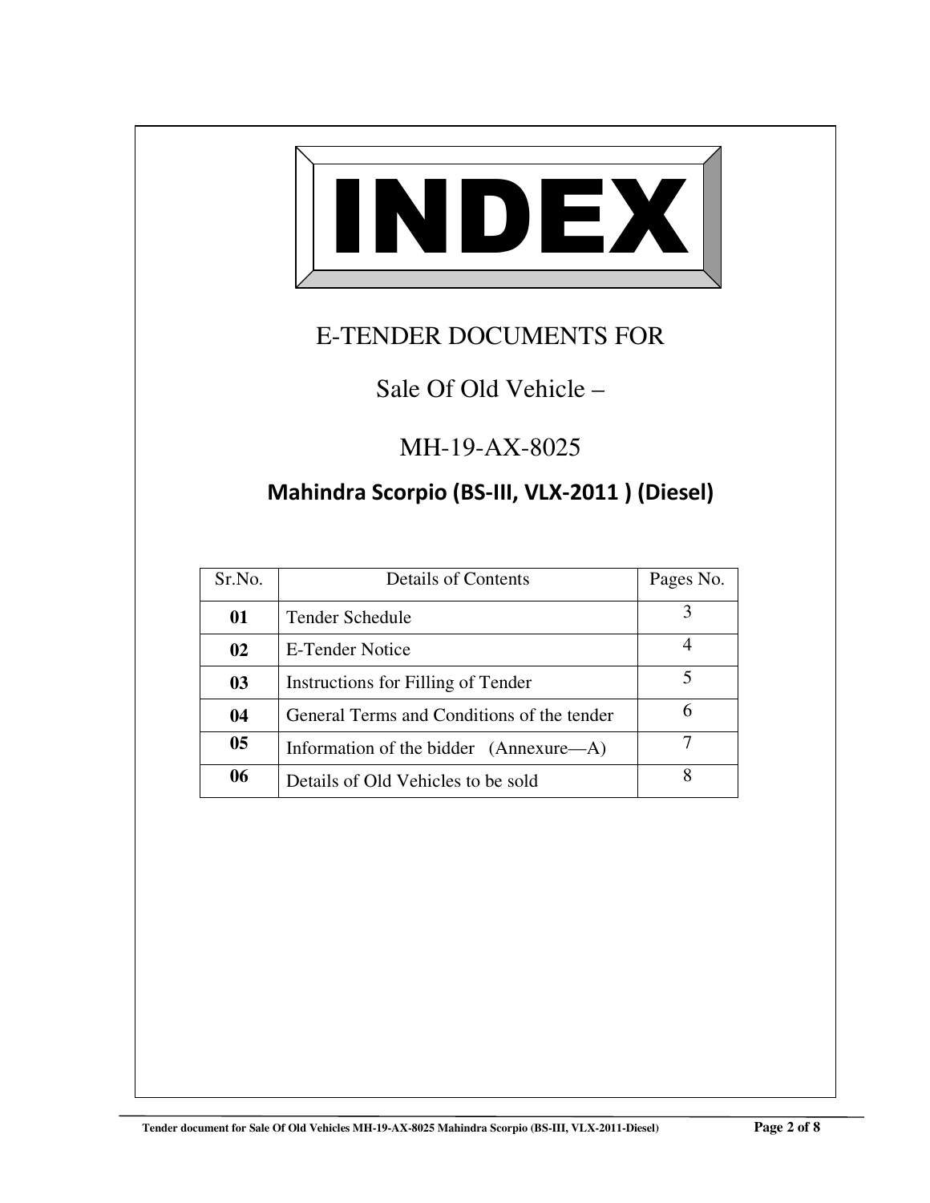# INDEX

## E-TENDER DOCUMENTS FOR

## Sale Of Old Vehicle –

## MH-19-AX-8025

### Mahindra Scorpio (BS-III, VLX-2011 ) (Diesel)

| Sr.No. | Details of Contents | Pages No. |
|---|---|---|
| **01** | Tender Schedule | 3 |
| **02** | E-Tender Notice | 4 |
| **03** | Instructions for Filling of Tender | 5 |
| **04** | General Terms and Conditions of the tender | 6 |
| **05** | Information of the bidder (Annexure—A) | 7 |
| **06** | Details of Old Vehicles to be sold | 8 |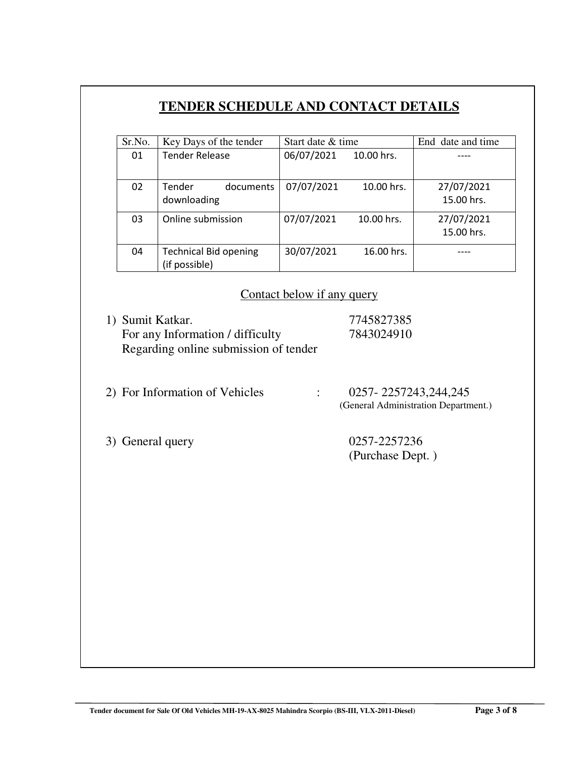# TENDER SCHEDULE AND CONTACT DETAILS

| Sr.No. | Key Days of the tender | Start date & time | End date and time |
|---|---|---|---|
| 01 | Tender Release | 06/07/2021 10.00 hrs. | ---- |
| 02 | Tender documents downloading | 07/07/2021 10.00 hrs. | 27/07/2021 15.00 hrs. |
| 03 | Online submission | 07/07/2021 10.00 hrs. | 27/07/2021 15.00 hrs. |
| 04 | Technical Bid opening (if possible) | 30/07/2021 16.00 hrs. | ---- |

<u>Contact below if any query</u>

1) Sumit Katkar. — 7745827385
   For any Information / difficulty — 7843024910
   Regarding online submission of tender

2) For Information of Vehicles : 0257- 2257243,244,245
   (General Administration Department.)

3) General query — 0257-2257236
   (Purchase Dept. )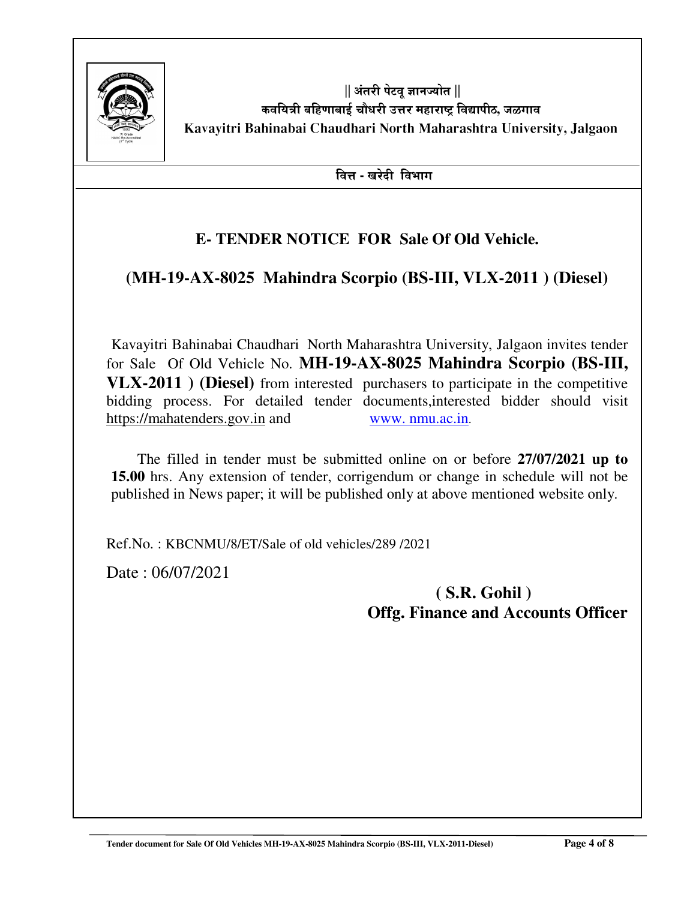|| अंतरी पेटवू ज्ञानज्योत ||

कवयित्री बहिणाबाई चौधरी उत्तर महाराष्ट्र विद्यापीठ, जळगाव

**Kavayitri Bahinabai Chaudhari North Maharashtra University, Jalgaon**

**वित्त - खरेदी विभाग**

## E- TENDER NOTICE FOR Sale Of Old Vehicle.

## (MH-19-AX-8025 Mahindra Scorpio (BS-III, VLX-2011 ) (Diesel)

Kavayitri Bahinabai Chaudhari North Maharashtra University, Jalgaon invites tender for Sale Of Old Vehicle No. **MH-19-AX-8025 Mahindra Scorpio (BS-III, VLX-2011 ) (Diesel)** from interested purchasers to participate in the competitive bidding process. For detailed tender documents,interested bidder should visit https://mahatenders.gov.in and www. nmu.ac.in.

The filled in tender must be submitted online on or before **27/07/2021 up to 15.00** hrs. Any extension of tender, corrigendum or change in schedule will not be published in News paper; it will be published only at above mentioned website only.

Ref.No. : KBCNMU/8/ET/Sale of old vehicles/289 /2021

Date : 06/07/2021

**( S.R. Gohil )**
**Offg. Finance and Accounts Officer**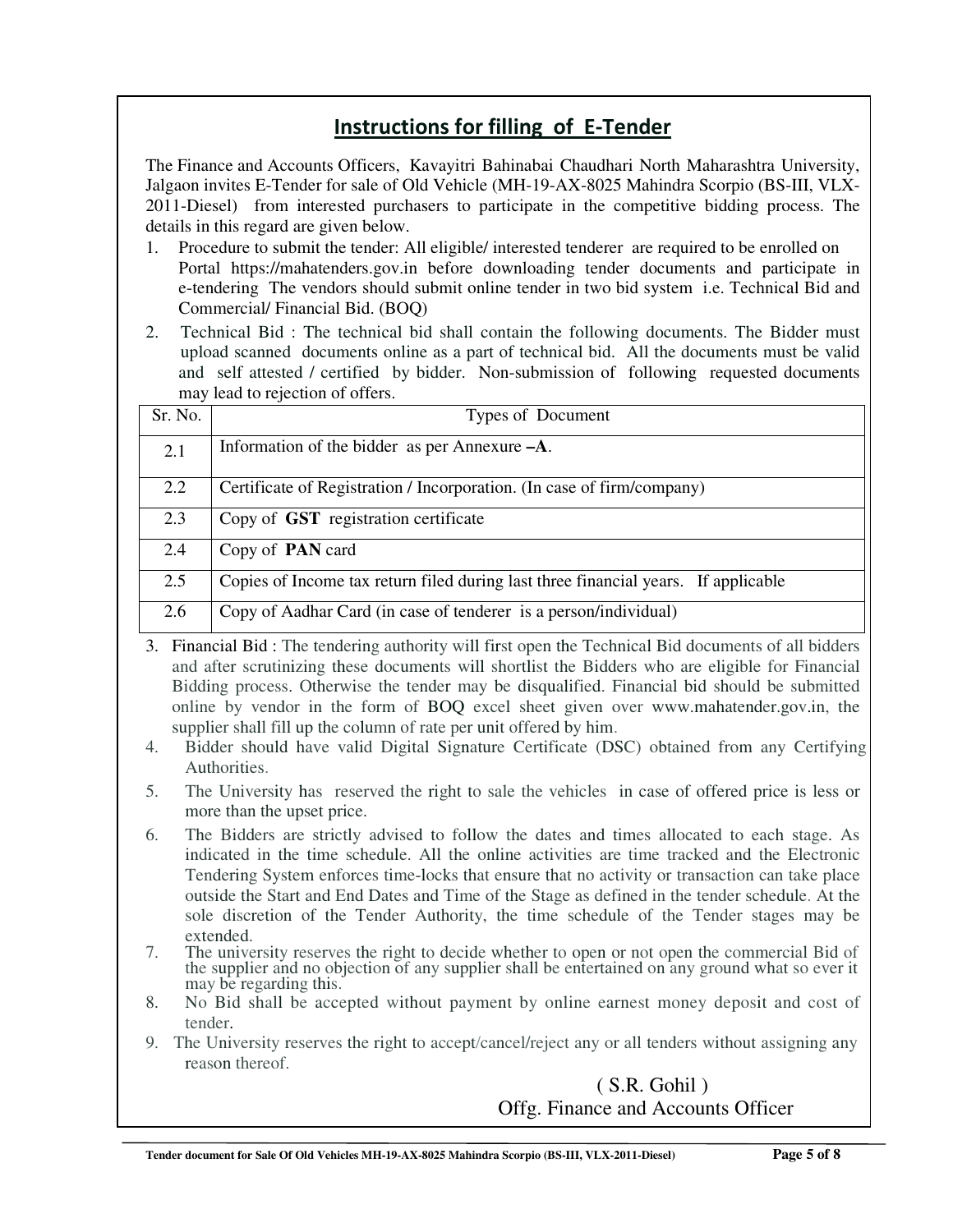## Instructions for filling of E-Tender

The Finance and Accounts Officers, Kavayitri Bahinabai Chaudhari North Maharashtra University, Jalgaon invites E-Tender for sale of Old Vehicle (MH-19-AX-8025 Mahindra Scorpio (BS-III, VLX-2011-Diesel) from interested purchasers to participate in the competitive bidding process. The details in this regard are given below.

1. Procedure to submit the tender: All eligible/ interested tenderer are required to be enrolled on Portal https://mahatenders.gov.in before downloading tender documents and participate in e-tendering The vendors should submit online tender in two bid system i.e. Technical Bid and Commercial/ Financial Bid. (BOQ)
2. Technical Bid : The technical bid shall contain the following documents. The Bidder must upload scanned documents online as a part of technical bid. All the documents must be valid and self attested / certified by bidder. Non-submission of following requested documents may lead to rejection of offers.

| Sr. No. | Types of Document |
|---|---|
| 2.1 | Information of the bidder as per Annexure **–A**. |
| 2.2 | Certificate of Registration / Incorporation. (In case of firm/company) |
| 2.3 | Copy of **GST** registration certificate |
| 2.4 | Copy of **PAN** card |
| 2.5 | Copies of Income tax return filed during last three financial years. If applicable |
| 2.6 | Copy of Aadhar Card (in case of tenderer is a person/individual) |

3. Financial Bid : The tendering authority will first open the Technical Bid documents of all bidders and after scrutinizing these documents will shortlist the Bidders who are eligible for Financial Bidding process. Otherwise the tender may be disqualified. Financial bid should be submitted online by vendor in the form of BOQ excel sheet given over www.mahatender.gov.in, the supplier shall fill up the column of rate per unit offered by him.
4. Bidder should have valid Digital Signature Certificate (DSC) obtained from any Certifying Authorities.
5. The University has reserved the right to sale the vehicles in case of offered price is less or more than the upset price.
6. The Bidders are strictly advised to follow the dates and times allocated to each stage. As indicated in the time schedule. All the online activities are time tracked and the Electronic Tendering System enforces time-locks that ensure that no activity or transaction can take place outside the Start and End Dates and Time of the Stage as defined in the tender schedule. At the sole discretion of the Tender Authority, the time schedule of the Tender stages may be extended.
7. The university reserves the right to decide whether to open or not open the commercial Bid of the supplier and no objection of any supplier shall be entertained on any ground what so ever it may be regarding this.
8. No Bid shall be accepted without payment by online earnest money deposit and cost of tender.
9. The University reserves the right to accept/cancel/reject any or all tenders without assigning any reason thereof.

( S.R. Gohil )
Offg. Finance and Accounts Officer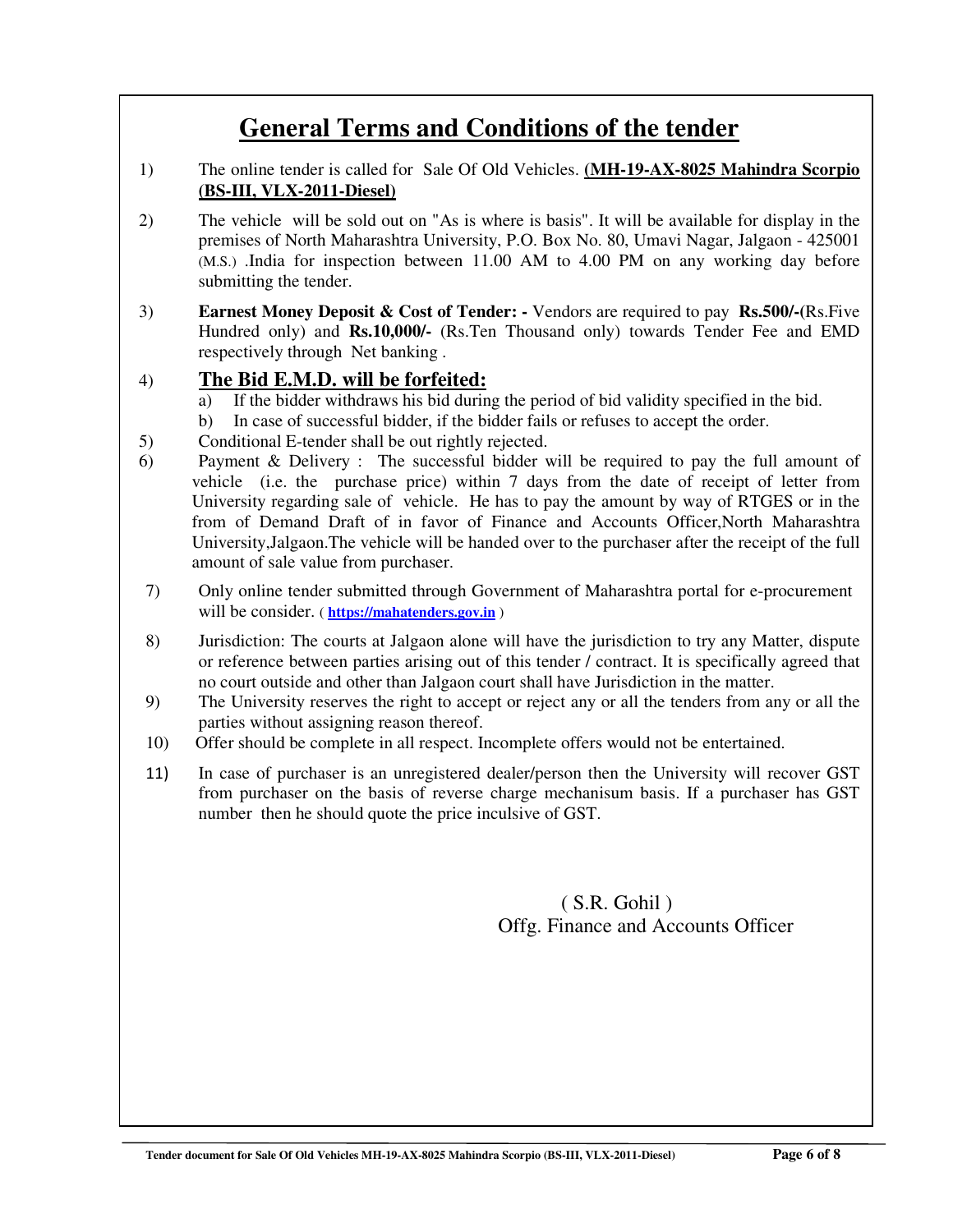# General Terms and Conditions of the tender

1) The online tender is called for Sale Of Old Vehicles. **(MH-19-AX-8025 Mahindra Scorpio (BS-III, VLX-2011-Diesel)**

2) The vehicle will be sold out on "As is where is basis". It will be available for display in the premises of North Maharashtra University, P.O. Box No. 80, Umavi Nagar, Jalgaon - 425001 (M.S.) .India for inspection between 11.00 AM to 4.00 PM on any working day before submitting the tender.

3) **Earnest Money Deposit & Cost of Tender: -** Vendors are required to pay **Rs.500/-**(Rs.Five Hundred only) and **Rs.10,000/-** (Rs.Ten Thousand only) towards Tender Fee and EMD respectively through Net banking .

4) **The Bid E.M.D. will be forfeited:**
   a) If the bidder withdraws his bid during the period of bid validity specified in the bid.
   b) In case of successful bidder, if the bidder fails or refuses to accept the order.

5) Conditional E-tender shall be out rightly rejected.

6) Payment & Delivery : The successful bidder will be required to pay the full amount of vehicle (i.e. the purchase price) within 7 days from the date of receipt of letter from University regarding sale of vehicle. He has to pay the amount by way of RTGES or in the from of Demand Draft of in favor of Finance and Accounts Officer,North Maharashtra University,Jalgaon.The vehicle will be handed over to the purchaser after the receipt of the full amount of sale value from purchaser.

7) Only online tender submitted through Government of Maharashtra portal for e-procurement will be consider. ( https://mahatenders.gov.in )

8) Jurisdiction: The courts at Jalgaon alone will have the jurisdiction to try any Matter, dispute or reference between parties arising out of this tender / contract. It is specifically agreed that no court outside and other than Jalgaon court shall have Jurisdiction in the matter.

9) The University reserves the right to accept or reject any or all the tenders from any or all the parties without assigning reason thereof.

10) Offer should be complete in all respect. Incomplete offers would not be entertained.

11) In case of purchaser is an unregistered dealer/person then the University will recover GST from purchaser on the basis of reverse charge mechanisum basis. If a purchaser has GST number then he should quote the price inculsive of GST.

( S.R. Gohil )
Offg. Finance and Accounts Officer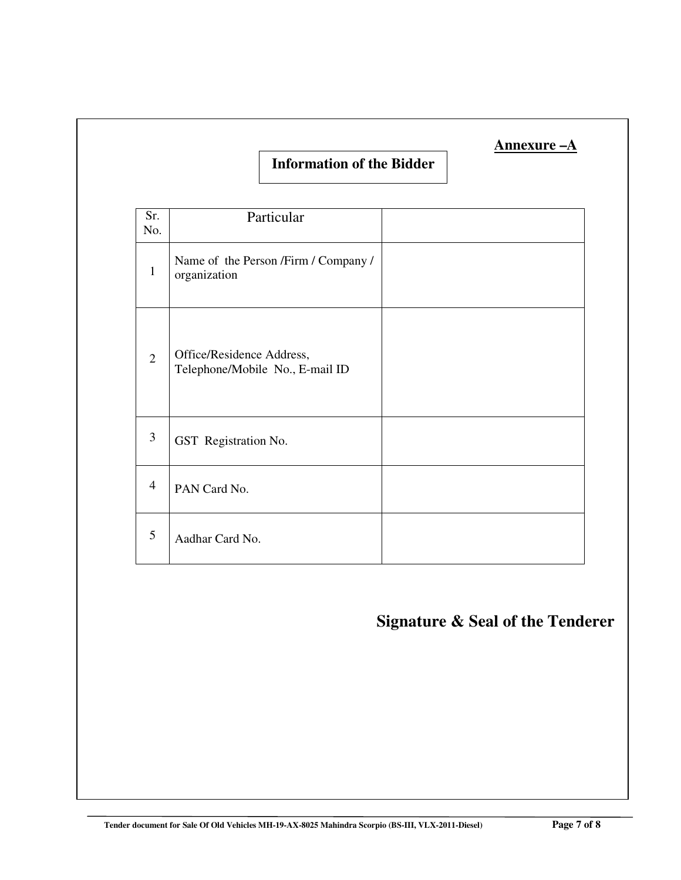**Annexure –A**

**Information of the Bidder**

| Sr. No. | Particular | |
|---|---|---|
| 1 | Name of the Person /Firm / Company / organization | |
| 2 | Office/Residence Address, Telephone/Mobile No., E-mail ID | |
| 3 | GST Registration No. | |
| 4 | PAN Card No. | |
| 5 | Aadhar Card No. | |

**Signature & Seal of the Tenderer**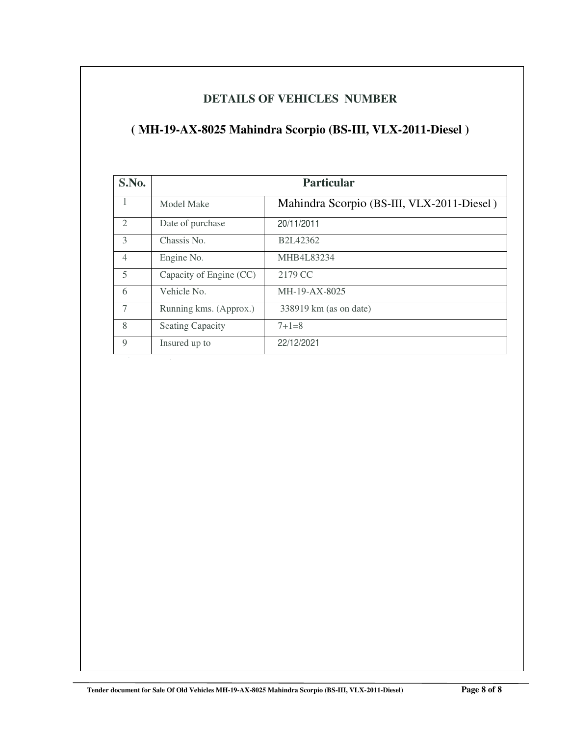## DETAILS OF VEHICLES NUMBER

## ( MH-19-AX-8025 Mahindra Scorpio (BS-III, VLX-2011-Diesel )

| S.No. | Particular | |
|---|---|---|
| 1 | Model Make | Mahindra Scorpio (BS-III, VLX-2011-Diesel ) |
| 2 | Date of purchase | 20/11/2011 |
| 3 | Chassis No. | B2L42362 |
| 4 | Engine No. | MHB4L83234 |
| 5 | Capacity of Engine (CC) | 2179 CC |
| 6 | Vehicle No. | MH-19-AX-8025 |
| 7 | Running kms. (Approx.) | 338919 km (as on date) |
| 8 | Seating Capacity | 7+1=8 |
| 9 | Insured up to | 22/12/2021 |